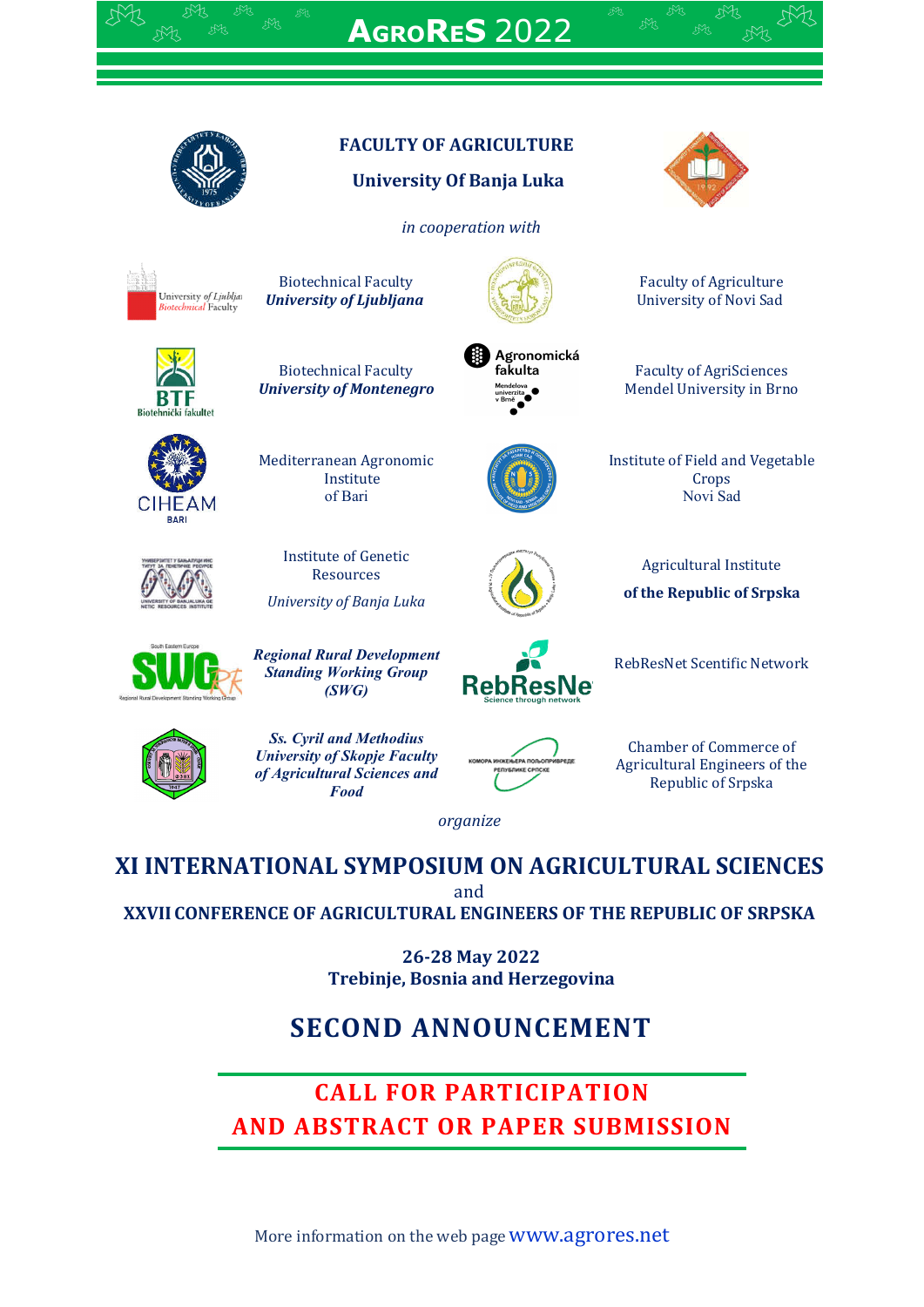# AgroReS 2022

**FACULTY OF AGRICULTURE**

**University Of Banja Luka**

*in cooperation with*

Biotechnical Faculty
***University of Ljubljana***

Faculty of Agriculture
University of Novi Sad

Biotechnical Faculty
***University of Montenegro***

Faculty of AgriSciences
Mendel University in Brno

Mediterranean Agronomic Institute of Bari

Institute of Field and Vegetable Crops
Novi Sad

Institute of Genetic Resources
*University of Banja Luka*

Agricultural Institute
**of the Republic of Srpska**

***Regional Rural Development Standing Working Group (SWG)***

RebResNet Scentific Network

***Ss. Cyril and Methodius University of Skopje Faculty of Agricultural Sciences and Food***

Chamber of Commerce of Agricultural Engineers of the Republic of Srpska

*organize*

## XI INTERNATIONAL SYMPOSIUM ON AGRICULTURAL SCIENCES
and
## XXVII CONFERENCE OF AGRICULTURAL ENGINEERS OF THE REPUBLIC OF SRPSKA

**26-28 May 2022**
**Trebinje, Bosnia and Herzegovina**

## SECOND ANNOUNCEMENT

## CALL FOR PARTICIPATION AND ABSTRACT OR PAPER SUBMISSION

More information on the web page www.agrores.net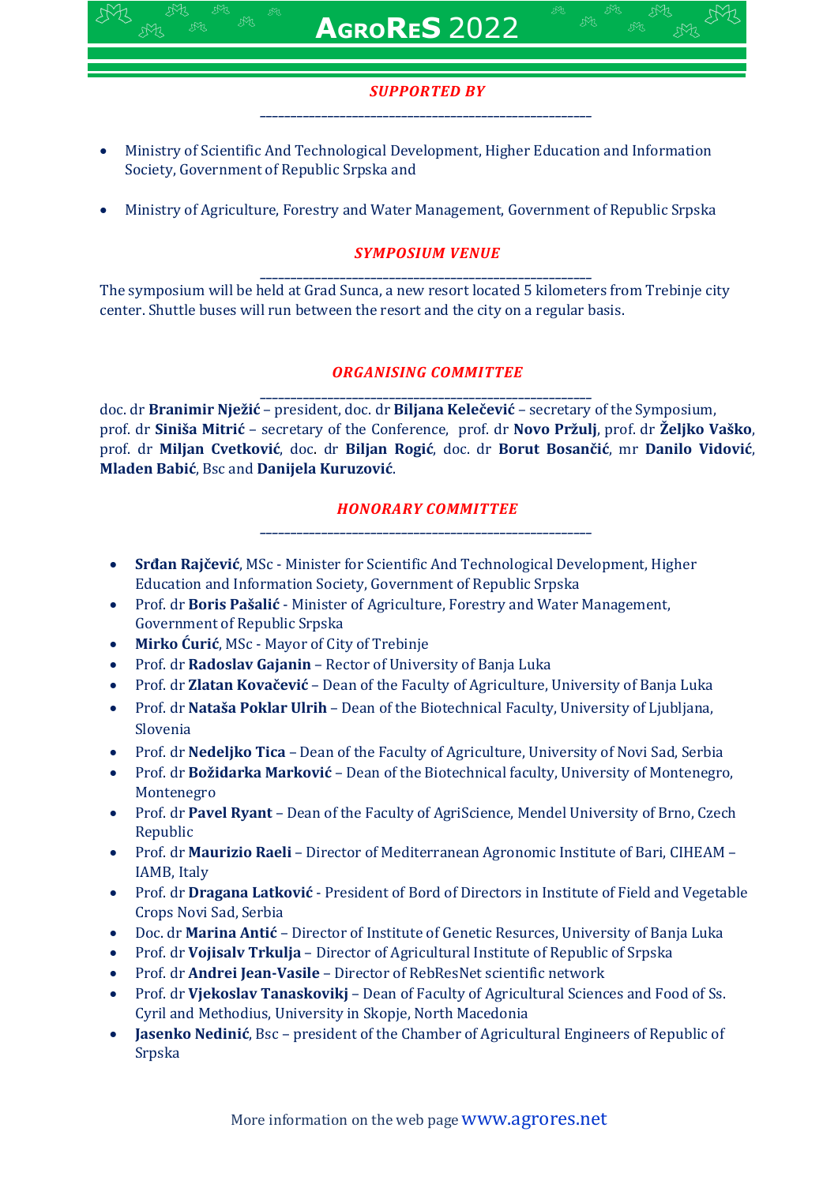## *SUPPORTED BY*

- Ministry of Scientific And Technological Development, Higher Education and Information Society, Government of Republic Srpska and
- Ministry of Agriculture, Forestry and Water Management, Government of Republic Srpska

## *SYMPOSIUM VENUE*

The symposium will be held at Grad Sunca, a new resort located 5 kilometers from Trebinje city center. Shuttle buses will run between the resort and the city on a regular basis.

## *ORGANISING COMMITTEE*

doc. dr **Branimir Nježić** – president, doc. dr **Biljana Kelečević** – secretary of the Symposium, prof. dr **Siniša Mitrić** – secretary of the Conference, prof. dr **Novo Pržulj**, prof. dr **Željko Vaško**, prof. dr **Miljan Cvetković**, doc. dr **Biljan Rogić**, doc. dr **Borut Bosančić**, mr **Danilo Vidović**, **Mladen Babić**, Bsc and **Danijela Kuruzović**.

## *HONORARY COMMITTEE*

- **Srđan Rajčević**, MSc - Minister for Scientific And Technological Development, Higher Education and Information Society, Government of Republic Srpska
- Prof. dr **Boris Pašalić** - Minister of Agriculture, Forestry and Water Management, Government of Republic Srpska
- **Mirko Ćurić**, MSc - Mayor of City of Trebinje
- Prof. dr **Radoslav Gajanin** – Rector of University of Banja Luka
- Prof. dr **Zlatan Kovačević** – Dean of the Faculty of Agriculture, University of Banja Luka
- Prof. dr **Nataša Poklar Ulrih** – Dean of the Biotechnical Faculty, University of Ljubljana, Slovenia
- Prof. dr **Nedeljko Tica** – Dean of the Faculty of Agriculture, University of Novi Sad, Serbia
- Prof. dr **Božidarka Marković** – Dean of the Biotechnical faculty, University of Montenegro, Montenegro
- Prof. dr **Pavel Ryant** – Dean of the Faculty of AgriScience, Mendel University of Brno, Czech Republic
- Prof. dr **Maurizio Raeli** – Director of Mediterranean Agronomic Institute of Bari, CIHEAM – IAMB, Italy
- Prof. dr **Dragana Latković** - President of Bord of Directors in Institute of Field and Vegetable Crops Novi Sad, Serbia
- Doc. dr **Marina Antić** – Director of Institute of Genetic Resurces, University of Banja Luka
- Prof. dr **Vojisalv Trkulja** – Director of Agricultural Institute of Republic of Srpska
- Prof. dr **Andrei Jean-Vasile** – Director of RebResNet scientific network
- Prof. dr **Vjekoslav Tanaskovikj** – Dean of Faculty of Agricultural Sciences and Food of Ss. Cyril and Methodius, University in Skopje, North Macedonia
- **Jasenko Nedinić**, Bsc – president of the Chamber of Agricultural Engineers of Republic of Srpska

More information on the web page www.agrores.net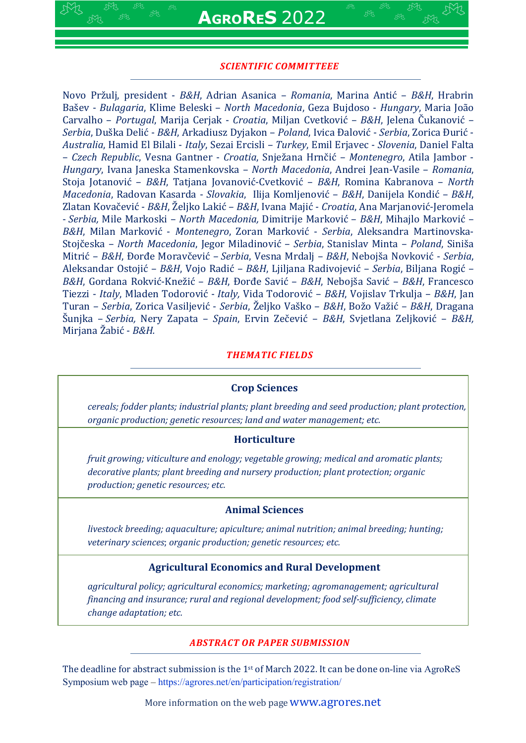## *SCIENTIFIC COMMITTEEE*

Novo Pržulj, president - *B&H*, Adrian Asanica – *Romania*, Marina Antić – *B&H*, Hrabrin Bašev - *Bulagaria*, Klime Beleski – *North Macedonia*, Geza Bujdoso - *Hungary*, Maria João Carvalho – *Portugal*, Marija Cerjak - *Croatia*, Miljan Cvetković – *B&H*, Jelena Čukanović – *Serbia*, Duška Delić - *B&H*, Arkadiusz Dyjakon – *Poland*, Ivica Đalović - *Serbia*, Zorica Đurić - *Australia*, Hamid El Bilali - *Italy*, Sezai Ercisli – *Turkey*, Emil Erjavec - *Slovenia*, Daniel Falta – *Czech Republic*, Vesna Gantner - *Croatia*, Snježana Hrnčić – *Montenegro*, Atila Jambor - *Hungary*, Ivana Janeska Stamenkovska – *North Macedonia*, Andrei Jean-Vasile – *Romania*, Stoja Jotanović – *B&H*, Tatjana Jovanović-Cvetković – *B&H*, Romina Kabranova – *North Macedonia*, Radovan Kasarda - *Slovakia*, Ilija Komljenović – *B&H*, Danijela Kondić – *B&H*, Zlatan Kovačević - *B&H*, Željko Lakić – *B&H*, Ivana Majić - *Croatia*, Ana Marjanović-Jeromela - *Serbia,* Mile Markoski – *North Macedonia,* Dimitrije Marković – *B&H*, Mihajlo Marković – *B&H*, Milan Marković - *Montenegro*, Zoran Marković - *Serbia*, Aleksandra Martinovska-Stojčeska – *North Macedonia*, Jegor Miladinović – *Serbia*, Stanislav Minta – *Poland*, Siniša Mitrić – *B&H*, Đorđe Moravčević – *Serbia*, Vesna Mrdalj – *B&H*, Nebojša Novković - *Serbia*, Aleksandar Ostojić – *B&H*, Vojo Radić – *B&H*, Ljiljana Radivojević – *Serbia*, Biljana Rogić – *B&H*, Gordana Rokvić-Knežić – *B&H*, Đorđe Savić – *B&H*, Nebojša Savić – *B&H*, Francesco Tiezzi - *Italy*, Mladen Todorović - *Italy,* Vida Todorović – *B&H*, Vojislav Trkulja – *B&H*, Jan Turan – *Serbia*, Zorica Vasiljević - *Serbia*, Željko Vaško – *B&H*, Božo Važić – *B&H*, Dragana Šunjka – *Serbia,* Nery Zapata – *Spain*, Ervin Zečević – *B&H*, Svjetlana Zeljković – *B&H,* Mirjana Žabić - *B&H.*

## *THEMATIC FIELDS*

### Crop Sciences

*cereals; fodder plants; industrial plants; plant breeding and seed production; plant protection, organic production; genetic resources; land and water management; etc.*

### Horticulture

*fruit growing; viticulture and enology; vegetable growing; medical and aromatic plants; decorative plants; plant breeding and nursery production; plant protection; organic production; genetic resources; etc.*

### Animal Sciences

*livestock breeding; aquaculture; apiculture; animal nutrition; animal breeding; hunting; veterinary sciences; organic production; genetic resources; etc.*

### Agricultural Economics and Rural Development

*agricultural policy; agricultural economics; marketing; agromanagement; agricultural financing and insurance; rural and regional development; food self-sufficiency, climate change adaptation; etc.*

## *ABSTRACT OR PAPER SUBMISSION*

The deadline for abstract submission is the 1st of March 2022. It can be done on-line via AgroReS Symposium web page – https://agrores.net/en/participation/registration/

More information on the web page www.agrores.net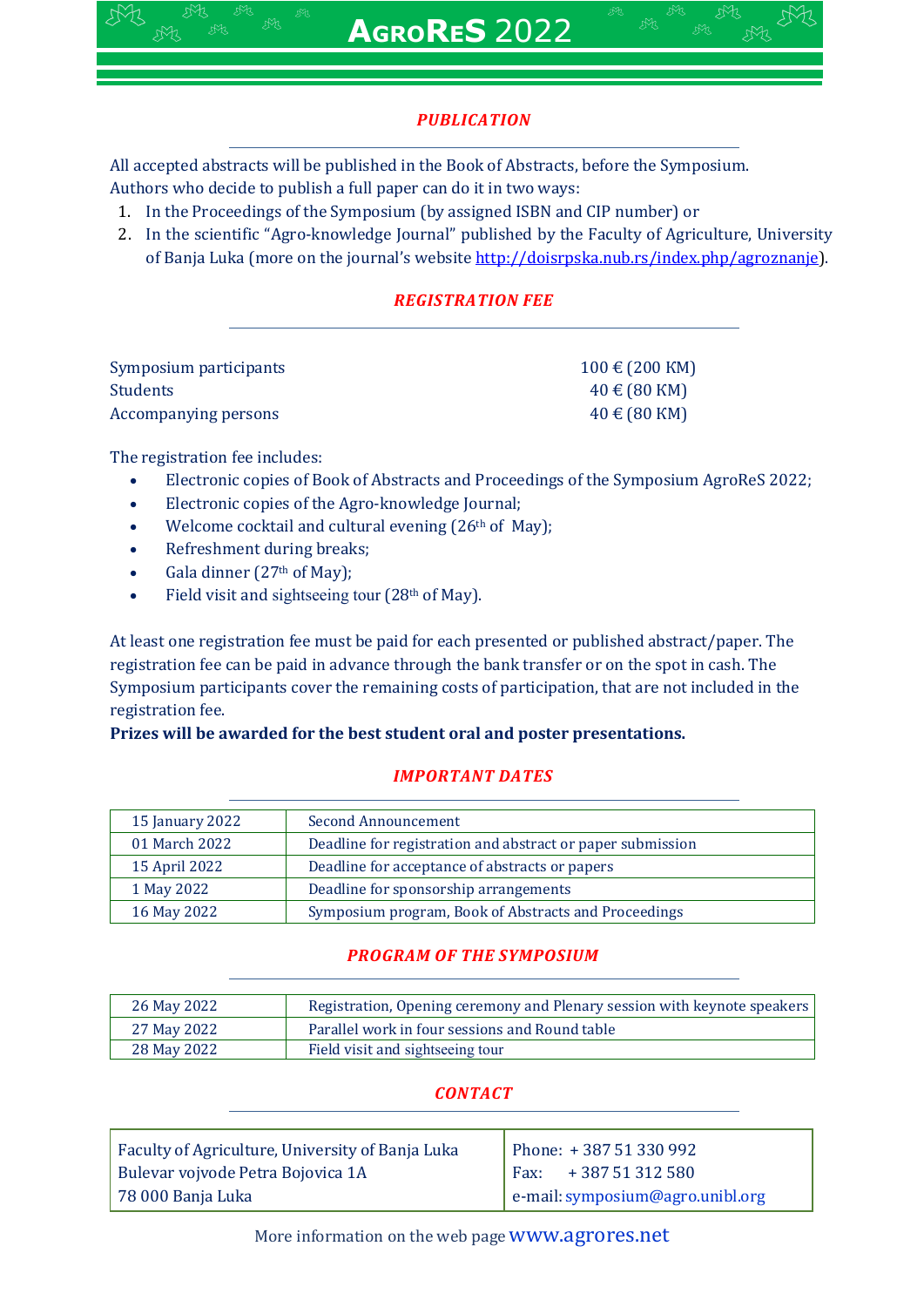## *PUBLICATION*

All accepted abstracts will be published in the Book of Abstracts, before the Symposium.
Authors who decide to publish a full paper can do it in two ways:

1. In the Proceedings of the Symposium (by assigned ISBN and CIP number) or
2. In the scientific "Agro-knowledge Journal" published by the Faculty of Agriculture, University of Banja Luka (more on the journal's website http://doisrpska.nub.rs/index.php/agroznanje).

## *REGISTRATION FEE*

| | |
|---|---|
| Symposium participants | 100 € (200 KM) |
| Students | 40 € (80 KM) |
| Accompanying persons | 40 € (80 KM) |

The registration fee includes:

- Electronic copies of Book of Abstracts and Proceedings of the Symposium AgroReS 2022;
- Electronic copies of the Agro-knowledge Journal;
- Welcome cocktail and cultural evening (26th of May);
- Refreshment during breaks;
- Gala dinner (27th of May);
- Field visit and sightseeing tour (28th of May).

At least one registration fee must be paid for each presented or published abstract/paper. The registration fee can be paid in advance through the bank transfer or on the spot in cash. The Symposium participants cover the remaining costs of participation, that are not included in the registration fee.

**Prizes will be awarded for the best student oral and poster presentations.**

## *IMPORTANT DATES*

| Date | Event |
|---|---|
| 15 January 2022 | Second Announcement |
| 01 March 2022 | Deadline for registration and abstract or paper submission |
| 15 April 2022 | Deadline for acceptance of abstracts or papers |
| 1 May 2022 | Deadline for sponsorship arrangements |
| 16 May 2022 | Symposium program, Book of Abstracts and Proceedings |

## *PROGRAM OF THE SYMPOSIUM*

| Date | Program |
|---|---|
| 26 May 2022 | Registration, Opening ceremony and Plenary session with keynote speakers |
| 27 May 2022 | Parallel work in four sessions and Round table |
| 28 May 2022 | Field visit and sightseeing tour |

## *CONTACT*

| Address | Contact |
|---|---|
| Faculty of Agriculture, University of Banja Luka<br>Bulevar vojvode Petra Bojovica 1A<br>78 000 Banja Luka | Phone: + 387 51 330 992<br>Fax: + 387 51 312 580<br>e-mail: symposium@agro.unibl.org |

More information on the web page www.agrores.net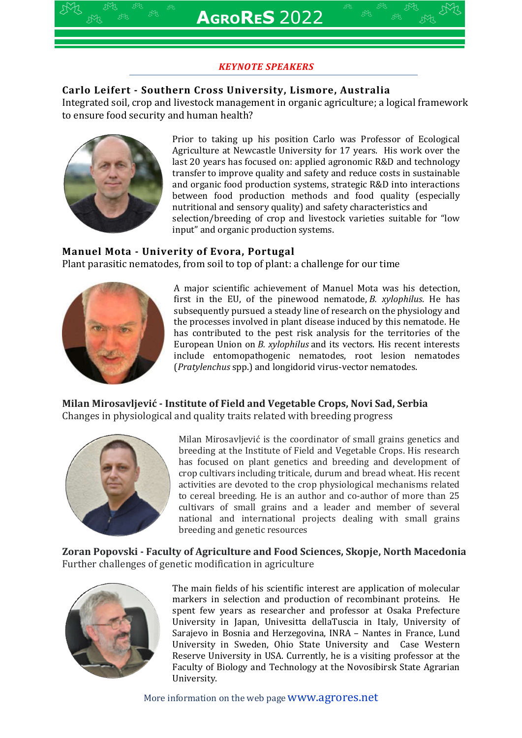## KEYNOTE SPEAKERS

**Carlo Leifert - Southern Cross University, Lismore, Australia**

Integrated soil, crop and livestock management in organic agriculture; a logical framework to ensure food security and human health?

Prior to taking up his position Carlo was Professor of Ecological Agriculture at Newcastle University for 17 years. His work over the last 20 years has focused on: applied agronomic R&D and technology transfer to improve quality and safety and reduce costs in sustainable and organic food production systems, strategic R&D into interactions between food production methods and food quality (especially nutritional and sensory quality) and safety characteristics and selection/breeding of crop and livestock varieties suitable for "low input" and organic production systems.

**Manuel Mota - Univerity of Evora, Portugal**

Plant parasitic nematodes, from soil to top of plant: a challenge for our time

A major scientific achievement of Manuel Mota was his detection, first in the EU, of the pinewood nematode, *B. xylophilus*. He has subsequently pursued a steady line of research on the physiology and the processes involved in plant disease induced by this nematode. He has contributed to the pest risk analysis for the territories of the European Union on *B. xylophilus* and its vectors. His recent interests include entomopathogenic nematodes, root lesion nematodes (*Pratylenchus* spp.) and longidorid virus-vector nematodes.

**Milan Mirosavljević - Institute of Field and Vegetable Crops, Novi Sad, Serbia**

Changes in physiological and quality traits related with breeding progress

Milan Mirosavljević is the coordinator of small grains genetics and breeding at the Institute of Field and Vegetable Crops. His research has focused on plant genetics and breeding and development of crop cultivars including triticale, durum and bread wheat. His recent activities are devoted to the crop physiological mechanisms related to cereal breeding. He is an author and co-author of more than 25 cultivars of small grains and a leader and member of several national and international projects dealing with small grains breeding and genetic resources

**Zoran Popovski - Faculty of Agriculture and Food Sciences, Skopje, North Macedonia**

Further challenges of genetic modification in agriculture

The main fields of his scientific interest are application of molecular markers in selection and production of recombinant proteins. He spent few years as researcher and professor at Osaka Prefecture University in Japan, Univesitta dellaTuscia in Italy, University of Sarajevo in Bosnia and Herzegovina, INRA – Nantes in France, Lund University in Sweden, Ohio State University and Case Western Reserve University in USA. Currently, he is a visiting professor at the Faculty of Biology and Technology at the Novosibirsk State Agrarian University.

More information on the web page www.agrores.net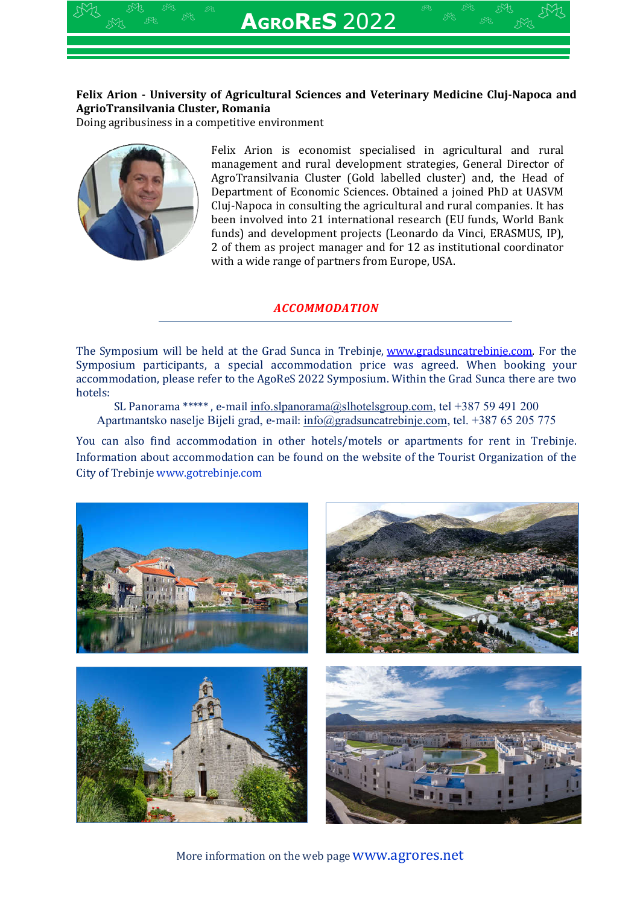**Felix Arion - University of Agricultural Sciences and Veterinary Medicine Cluj-Napoca and AgrioTransilvania Cluster, Romania**

Doing agribusiness in a competitive environment

Felix Arion is economist specialised in agricultural and rural management and rural development strategies, General Director of AgroTransilvania Cluster (Gold labelled cluster) and, the Head of Department of Economic Sciences. Obtained a joined PhD at UASVM Cluj-Napoca in consulting the agricultural and rural companies. It has been involved into 21 international research (EU funds, World Bank funds) and development projects (Leonardo da Vinci, ERASMUS, IP), 2 of them as project manager and for 12 as institutional coordinator with a wide range of partners from Europe, USA.

## *ACCOMMODATION*

The Symposium will be held at the Grad Sunca in Trebinje, www.gradsuncatrebinje.com. For the Symposium participants, a special accommodation price was agreed. When booking your accommodation, please refer to the AgoReS 2022 Symposium. Within the Grad Sunca there are two hotels:

SL Panorama *****, e-mail info.slpanorama@slhotelsgroup.com, tel +387 59 491 200

Apartmantsko naselje Bijeli grad, e-mail: info@gradsuncatrebinje.com, tel. +387 65 205 775

You can also find accommodation in other hotels/motels or apartments for rent in Trebinje. Information about accommodation can be found on the website of the Tourist Organization of the City of Trebinje www.gotrebinje.com

More information on the web page www.agrores.net